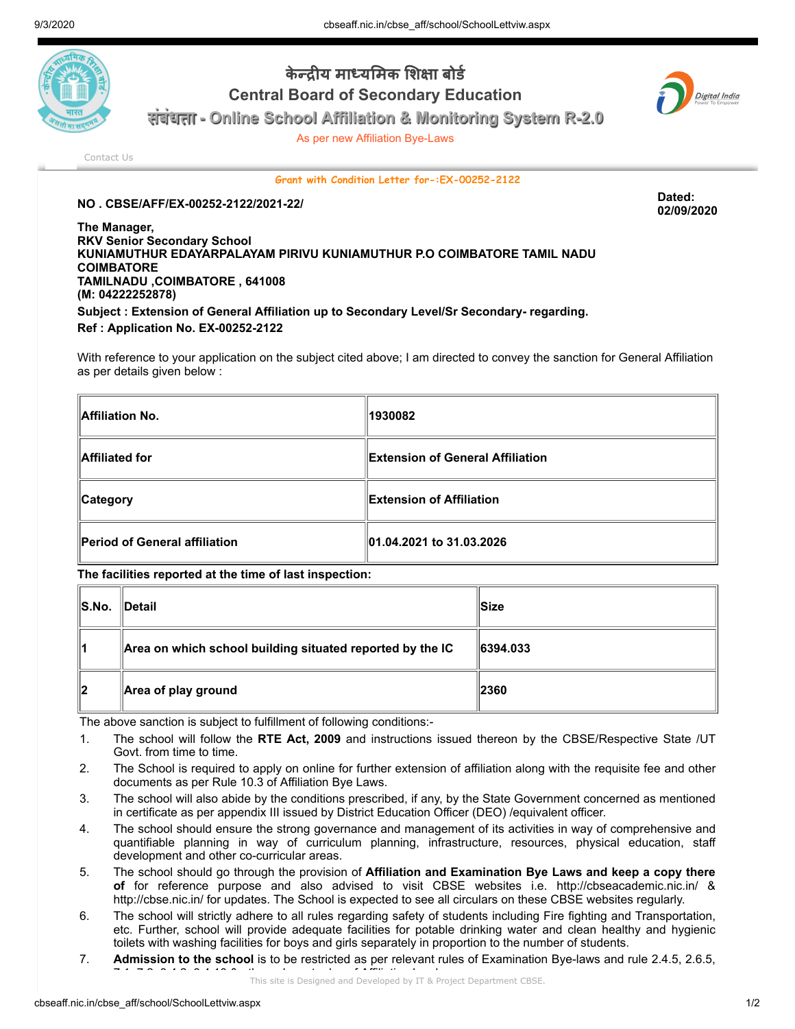# केन्द्रीय माध्यमिक शिक्षा बोर्ड

# Central Board of Secondary Education

## संबंधता - Online School Affiliation & Monitoring System R-2.0

As per new Affiliation Bye-Laws

Contact Us

**Grant with Condition Letter for-:EX-00252-2122**

**NO . CBSE/AFF/EX-00252-2122/2021-22/**

**Dated: 02/09/2020**

**The Manager,**
**RKV Senior Secondary School**
**KUNIAMUTHUR EDAYARPALAYAM PIRIVU KUNIAMUTHUR P.O COIMBATORE TAMIL NADU COIMBATORE**
**TAMILNADU ,COIMBATORE , 641008**
**(M: 04222252878)**

**Subject : Extension of General Affiliation up to Secondary Level/Sr Secondary- regarding.**

**Ref : Application No. EX-00252-2122**

With reference to your application on the subject cited above; I am directed to convey the sanction for General Affiliation as per details given below :

| **Affiliation No.** | **1930082** |
|---|---|
| **Affiliated for** | **Extension of General Affiliation** |
| **Category** | **Extension of Affiliation** |
| **Period of General affiliation** | **01.04.2021 to 31.03.2026** |

**The facilities reported at the time of last inspection:**

| **S.No.** | **Detail** | **Size** |
|---|---|---|
| **1** | **Area on which school building situated reported by the IC** | **6394.033** |
| **2** | **Area of play ground** | **2360** |

The above sanction is subject to fulfillment of following conditions:-

1. The school will follow the **RTE Act, 2009** and instructions issued thereon by the CBSE/Respective State /UT Govt. from time to time.
2. The School is required to apply on online for further extension of affiliation along with the requisite fee and other documents as per Rule 10.3 of Affiliation Bye Laws.
3. The school will also abide by the conditions prescribed, if any, by the State Government concerned as mentioned in certificate as per appendix III issued by District Education Officer (DEO) /equivalent officer.
4. The school should ensure the strong governance and management of its activities in way of comprehensive and quantifiable planning in way of curriculum planning, infrastructure, resources, physical education, staff development and other co-curricular areas.
5. The school should go through the provision of **Affiliation and Examination Bye Laws and keep a copy there of** for reference purpose and also advised to visit CBSE websites i.e. http://cbseacademic.nic.in/ & http://cbse.nic.in/ for updates. The School is expected to see all circulars on these CBSE websites regularly.
6. The school will strictly adhere to all rules regarding safety of students including Fire fighting and Transportation, etc. Further, school will provide adequate facilities for potable drinking water and clean healthy and hygienic toilets with washing facilities for boys and girls separately in proportion to the number of students.
7. **Admission to the school** is to be restricted as per relevant rules of Examination Bye-laws and rule 2.4.5, 2.6.5,

This site is Designed and Developed by IT & Project Department CBSE.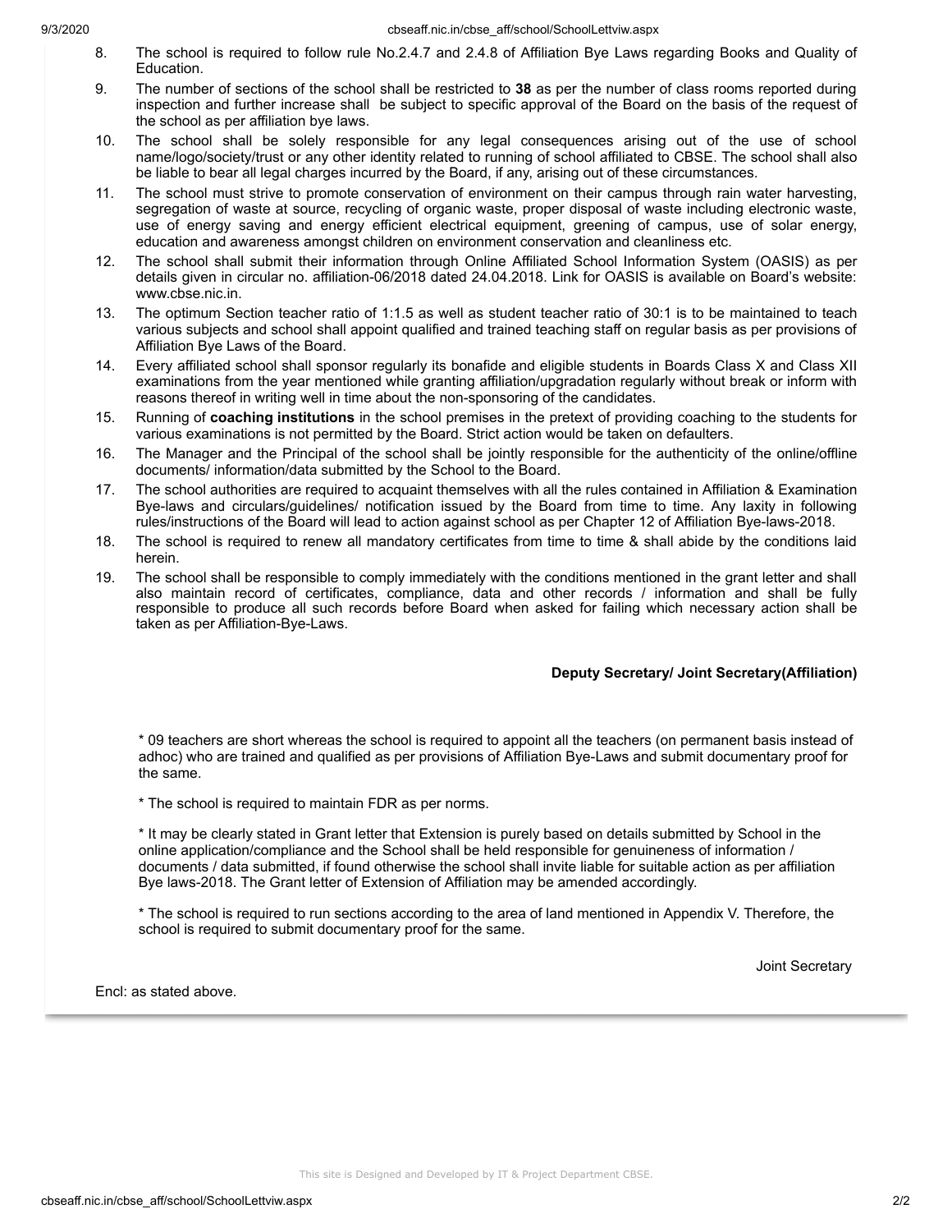8. The school is required to follow rule No.2.4.7 and 2.4.8 of Affiliation Bye Laws regarding Books and Quality of Education.
9. The number of sections of the school shall be restricted to **38** as per the number of class rooms reported during inspection and further increase shall be subject to specific approval of the Board on the basis of the request of the school as per affiliation bye laws.
10. The school shall be solely responsible for any legal consequences arising out of the use of school name/logo/society/trust or any other identity related to running of school affiliated to CBSE. The school shall also be liable to bear all legal charges incurred by the Board, if any, arising out of these circumstances.
11. The school must strive to promote conservation of environment on their campus through rain water harvesting, segregation of waste at source, recycling of organic waste, proper disposal of waste including electronic waste, use of energy saving and energy efficient electrical equipment, greening of campus, use of solar energy, education and awareness amongst children on environment conservation and cleanliness etc.
12. The school shall submit their information through Online Affiliated School Information System (OASIS) as per details given in circular no. affiliation-06/2018 dated 24.04.2018. Link for OASIS is available on Board's website: www.cbse.nic.in.
13. The optimum Section teacher ratio of 1:1.5 as well as student teacher ratio of 30:1 is to be maintained to teach various subjects and school shall appoint qualified and trained teaching staff on regular basis as per provisions of Affiliation Bye Laws of the Board.
14. Every affiliated school shall sponsor regularly its bonafide and eligible students in Boards Class X and Class XII examinations from the year mentioned while granting affiliation/upgradation regularly without break or inform with reasons thereof in writing well in time about the non-sponsoring of the candidates.
15. Running of **coaching institutions** in the school premises in the pretext of providing coaching to the students for various examinations is not permitted by the Board. Strict action would be taken on defaulters.
16. The Manager and the Principal of the school shall be jointly responsible for the authenticity of the online/offline documents/ information/data submitted by the School to the Board.
17. The school authorities are required to acquaint themselves with all the rules contained in Affiliation & Examination Bye-laws and circulars/guidelines/ notification issued by the Board from time to time. Any laxity in following rules/instructions of the Board will lead to action against school as per Chapter 12 of Affiliation Bye-laws-2018.
18. The school is required to renew all mandatory certificates from time to time & shall abide by the conditions laid herein.
19. The school shall be responsible to comply immediately with the conditions mentioned in the grant letter and shall also maintain record of certificates, compliance, data and other records / information and shall be fully responsible to produce all such records before Board when asked for failing which necessary action shall be taken as per Affiliation-Bye-Laws.

**Deputy Secretary/ Joint Secretary(Affiliation)**

* 09 teachers are short whereas the school is required to appoint all the teachers (on permanent basis instead of adhoc) who are trained and qualified as per provisions of Affiliation Bye-Laws and submit documentary proof for the same.

* The school is required to maintain FDR as per norms.

* It may be clearly stated in Grant letter that Extension is purely based on details submitted by School in the online application/compliance and the School shall be held responsible for genuineness of information / documents / data submitted, if found otherwise the school shall invite liable for suitable action as per affiliation Bye laws-2018. The Grant letter of Extension of Affiliation may be amended accordingly.

* The school is required to run sections according to the area of land mentioned in Appendix V. Therefore, the school is required to submit documentary proof for the same.

Joint Secretary

Encl: as stated above.

This site is Designed and Developed by IT & Project Department CBSE.